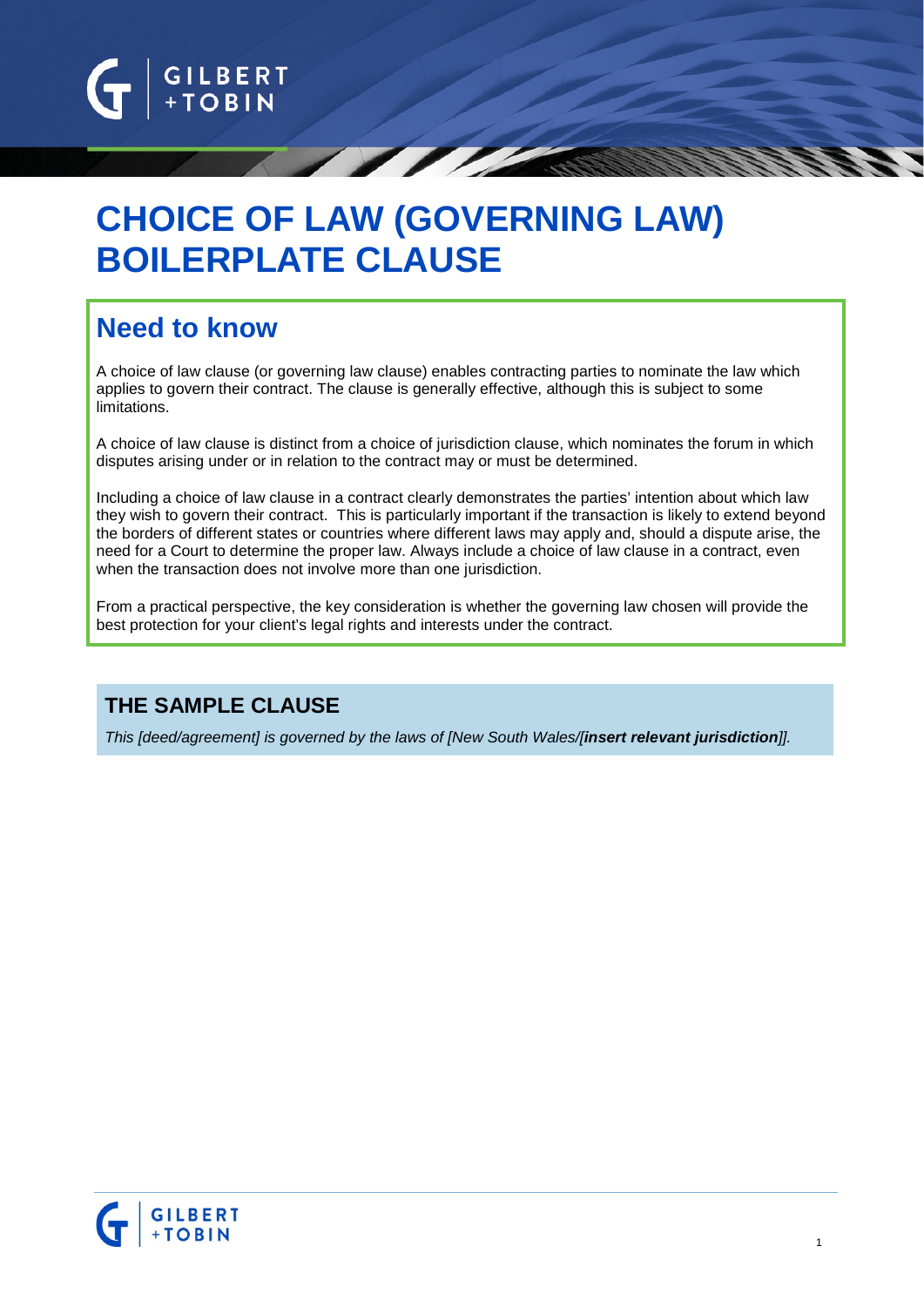# CHOICE OF LAW (GOVERNING LAW) BOILERPLATE CLAUSE

## Need to know

A choice of law clause (or governing law clause) enables contracting parties to nominate the law which applies to govern their contract. The clause is generally effective, although this is subject to some limitations.

A choice of law clause is distinct from a choice of jurisdiction clause, which nominates the forum in which disputes arising under or in relation to the contract may or must be determined.

Including a choice of law clause in a contract clearly demonstrates the parties' intention about which law they wish to govern their contract. This is particularly important if the transaction is likely to extend beyond the borders of different states or countries where different laws may apply and, should a dispute arise, the need for a Court to determine the proper law. Always include a choice of law clause in a contract, even when the transaction does not involve more than one jurisdiction.

From a practical perspective, the key consideration is whether the governing law chosen will provide the best protection for your client's legal rights and interests under the contract.

### THE SAMPLE CLAUSE

*This [deed/agreement] is governed by the laws of [New South Wales/[**insert relevant jurisdiction**]].*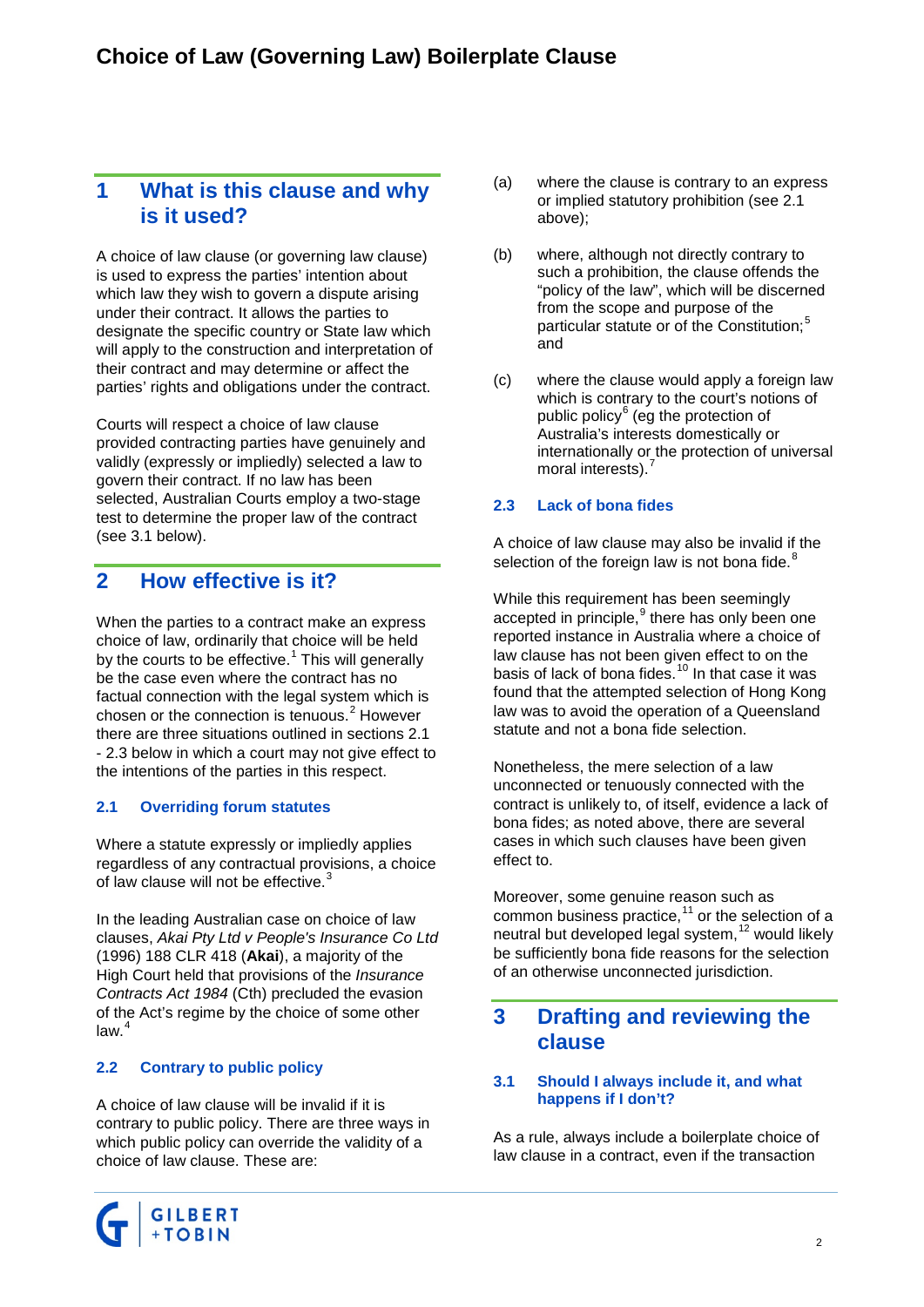## 1 What is this clause and why is it used?

A choice of law clause (or governing law clause) is used to express the parties' intention about which law they wish to govern a dispute arising under their contract. It allows the parties to designate the specific country or State law which will apply to the construction and interpretation of their contract and may determine or affect the parties' rights and obligations under the contract.

Courts will respect a choice of law clause provided contracting parties have genuinely and validly (expressly or impliedly) selected a law to govern their contract. If no law has been selected, Australian Courts employ a two-stage test to determine the proper law of the contract (see 3.1 below).

## 2 How effective is it?

When the parties to a contract make an express choice of law, ordinarily that choice will be held by the courts to be effective.[1] This will generally be the case even where the contract has no factual connection with the legal system which is chosen or the connection is tenuous.[2] However there are three situations outlined in sections 2.1 - 2.3 below in which a court may not give effect to the intentions of the parties in this respect.

### 2.1 Overriding forum statutes

Where a statute expressly or impliedly applies regardless of any contractual provisions, a choice of law clause will not be effective.[3]

In the leading Australian case on choice of law clauses, *Akai Pty Ltd v People's Insurance Co Ltd* (1996) 188 CLR 418 (**Akai**), a majority of the High Court held that provisions of the *Insurance Contracts Act 1984* (Cth) precluded the evasion of the Act's regime by the choice of some other law.[4]

### 2.2 Contrary to public policy

A choice of law clause will be invalid if it is contrary to public policy. There are three ways in which public policy can override the validity of a choice of law clause. These are:

(a) where the clause is contrary to an express or implied statutory prohibition (see 2.1 above);

(b) where, although not directly contrary to such a prohibition, the clause offends the "policy of the law", which will be discerned from the scope and purpose of the particular statute or of the Constitution;[5] and

(c) where the clause would apply a foreign law which is contrary to the court's notions of public policy[6] (eg the protection of Australia's interests domestically or internationally or the protection of universal moral interests).[7]

### 2.3 Lack of bona fides

A choice of law clause may also be invalid if the selection of the foreign law is not bona fide.[8]

While this requirement has been seemingly accepted in principle,[9] there has only been one reported instance in Australia where a choice of law clause has not been given effect to on the basis of lack of bona fides.[10] In that case it was found that the attempted selection of Hong Kong law was to avoid the operation of a Queensland statute and not a bona fide selection.

Nonetheless, the mere selection of a law unconnected or tenuously connected with the contract is unlikely to, of itself, evidence a lack of bona fides; as noted above, there are several cases in which such clauses have been given effect to.

Moreover, some genuine reason such as common business practice,[11] or the selection of a neutral but developed legal system,[12] would likely be sufficiently bona fide reasons for the selection of an otherwise unconnected jurisdiction.

## 3 Drafting and reviewing the clause

### 3.1 Should I always include it, and what happens if I don't?

As a rule, always include a boilerplate choice of law clause in a contract, even if the transaction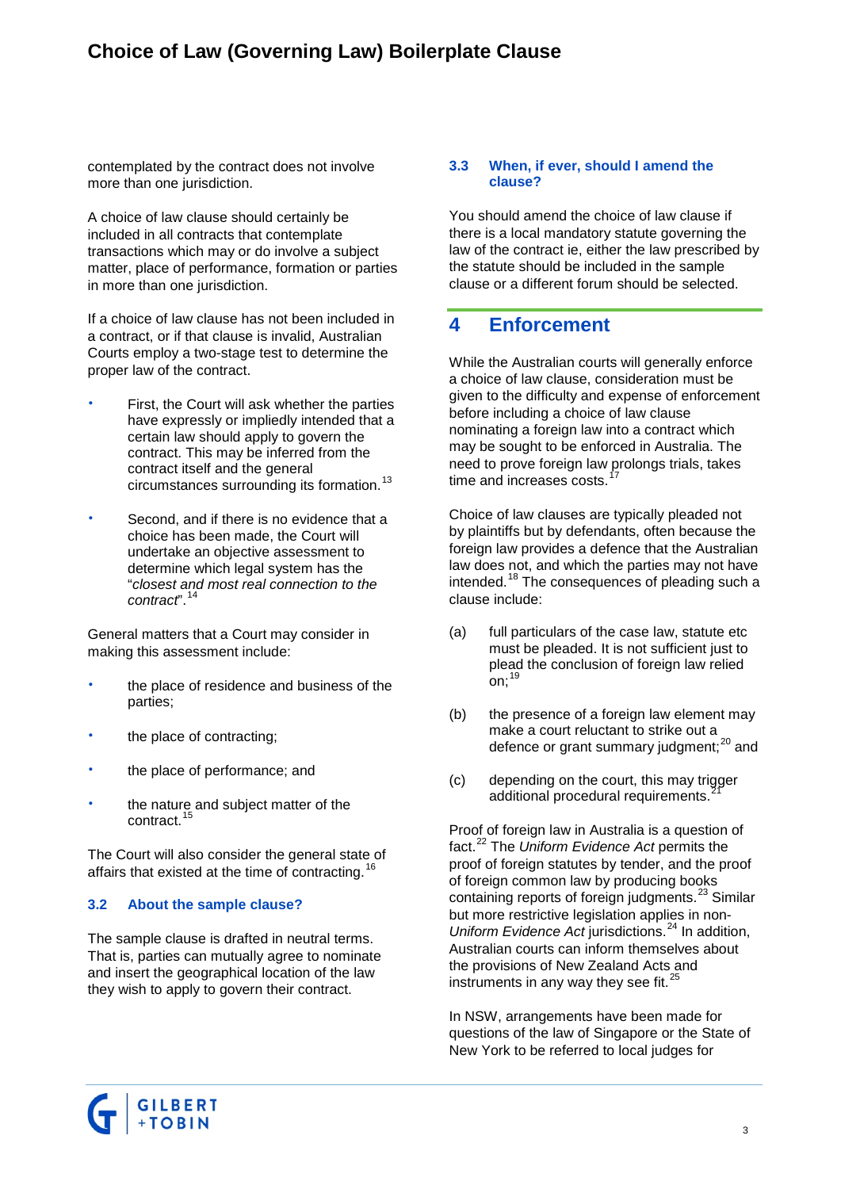contemplated by the contract does not involve more than one jurisdiction.

A choice of law clause should certainly be included in all contracts that contemplate transactions which may or do involve a subject matter, place of performance, formation or parties in more than one jurisdiction.

If a choice of law clause has not been included in a contract, or if that clause is invalid, Australian Courts employ a two-stage test to determine the proper law of the contract.

- First, the Court will ask whether the parties have expressly or impliedly intended that a certain law should apply to govern the contract. This may be inferred from the contract itself and the general circumstances surrounding its formation.[13]
- Second, and if there is no evidence that a choice has been made, the Court will undertake an objective assessment to determine which legal system has the "*closest and most real connection to the contract*".[14]

General matters that a Court may consider in making this assessment include:

- the place of residence and business of the parties;
- the place of contracting;
- the place of performance; and
- the nature and subject matter of the contract.[15]

The Court will also consider the general state of affairs that existed at the time of contracting.[16]

### 3.2 About the sample clause?

The sample clause is drafted in neutral terms. That is, parties can mutually agree to nominate and insert the geographical location of the law they wish to apply to govern their contract.

### 3.3 When, if ever, should I amend the clause?

You should amend the choice of law clause if there is a local mandatory statute governing the law of the contract ie, either the law prescribed by the statute should be included in the sample clause or a different forum should be selected.

## 4 Enforcement

While the Australian courts will generally enforce a choice of law clause, consideration must be given to the difficulty and expense of enforcement before including a choice of law clause nominating a foreign law into a contract which may be sought to be enforced in Australia. The need to prove foreign law prolongs trials, takes time and increases costs.[17]

Choice of law clauses are typically pleaded not by plaintiffs but by defendants, often because the foreign law provides a defence that the Australian law does not, and which the parties may not have intended.[18] The consequences of pleading such a clause include:

(a) full particulars of the case law, statute etc must be pleaded. It is not sufficient just to plead the conclusion of foreign law relied on;[19]

(b) the presence of a foreign law element may make a court reluctant to strike out a defence or grant summary judgment;[20] and

(c) depending on the court, this may trigger additional procedural requirements.[21]

Proof of foreign law in Australia is a question of fact.[22] The *Uniform Evidence Act* permits the proof of foreign statutes by tender, and the proof of foreign common law by producing books containing reports of foreign judgments.[23] Similar but more restrictive legislation applies in non-*Uniform Evidence Act* jurisdictions.[24] In addition, Australian courts can inform themselves about the provisions of New Zealand Acts and instruments in any way they see fit.[25]

In NSW, arrangements have been made for questions of the law of Singapore or the State of New York to be referred to local judges for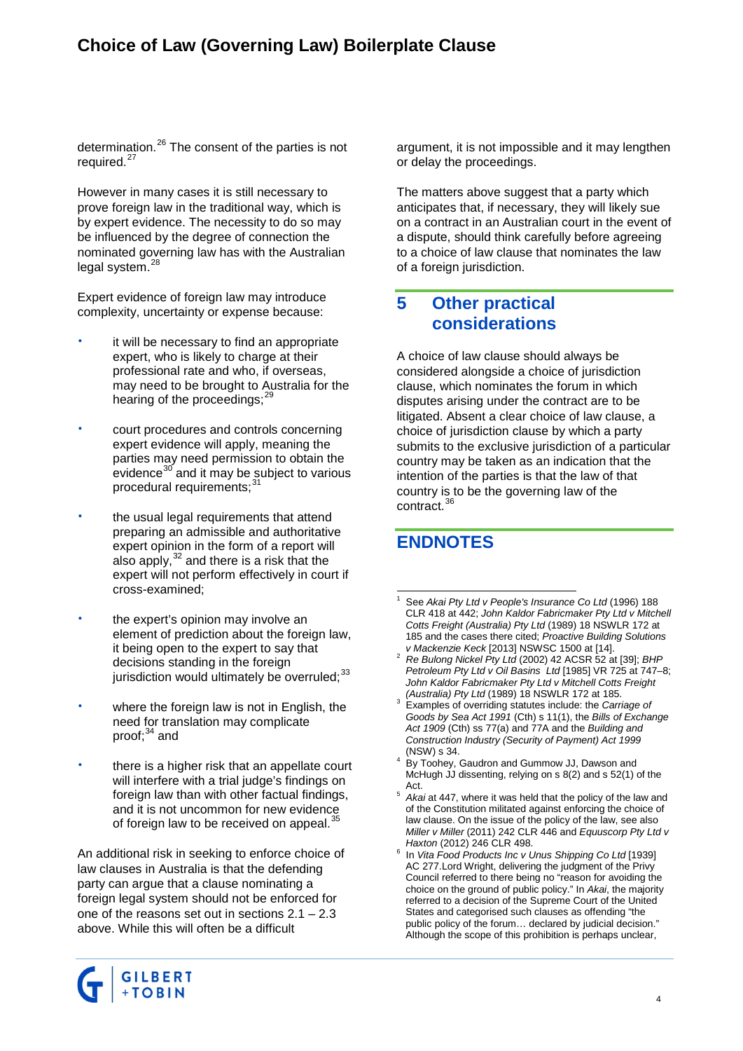determination.[26] The consent of the parties is not required.[27]

However in many cases it is still necessary to prove foreign law in the traditional way, which is by expert evidence. The necessity to do so may be influenced by the degree of connection the nominated governing law has with the Australian legal system.[28]

Expert evidence of foreign law may introduce complexity, uncertainty or expense because:

- it will be necessary to find an appropriate expert, who is likely to charge at their professional rate and who, if overseas, may need to be brought to Australia for the hearing of the proceedings;[29]
- court procedures and controls concerning expert evidence will apply, meaning the parties may need permission to obtain the evidence[30] and it may be subject to various procedural requirements;[31]
- the usual legal requirements that attend preparing an admissible and authoritative expert opinion in the form of a report will also apply,[32] and there is a risk that the expert will not perform effectively in court if cross-examined;
- the expert's opinion may involve an element of prediction about the foreign law, it being open to the expert to say that decisions standing in the foreign jurisdiction would ultimately be overruled;[33]
- where the foreign law is not in English, the need for translation may complicate proof;[34] and
- there is a higher risk that an appellate court will interfere with a trial judge's findings on foreign law than with other factual findings, and it is not uncommon for new evidence of foreign law to be received on appeal.[35]

An additional risk in seeking to enforce choice of law clauses in Australia is that the defending party can argue that a clause nominating a foreign legal system should not be enforced for one of the reasons set out in sections 2.1 – 2.3 above. While this will often be a difficult argument, it is not impossible and it may lengthen or delay the proceedings.

The matters above suggest that a party which anticipates that, if necessary, they will likely sue on a contract in an Australian court in the event of a dispute, should think carefully before agreeing to a choice of law clause that nominates the law of a foreign jurisdiction.

## 5 Other practical considerations

A choice of law clause should always be considered alongside a choice of jurisdiction clause, which nominates the forum in which disputes arising under the contract are to be litigated. Absent a clear choice of law clause, a choice of jurisdiction clause by which a party submits to the exclusive jurisdiction of a particular country may be taken as an indication that the intention of the parties is that the law of that country is to be the governing law of the contract.[36]

## ENDNOTES

1. See *Akai Pty Ltd v People's Insurance Co Ltd* (1996) 188 CLR 418 at 442; *John Kaldor Fabricmaker Pty Ltd v Mitchell Cotts Freight (Australia) Pty Ltd* (1989) 18 NSWLR 172 at 185 and the cases there cited; *Proactive Building Solutions v Mackenzie Keck* [2013] NSWSC 1500 at [14].
2. *Re Bulong Nickel Pty Ltd* (2002) 42 ACSR 52 at [39]; *BHP Petroleum Pty Ltd v Oil Basins Ltd* [1985] VR 725 at 747–8; *John Kaldor Fabricmaker Pty Ltd v Mitchell Cotts Freight (Australia) Pty Ltd* (1989) 18 NSWLR 172 at 185.
3. Examples of overriding statutes include: the *Carriage of Goods by Sea Act 1991* (Cth) s 11(1), the *Bills of Exchange Act 1909* (Cth) ss 77(a) and 77A and the *Building and Construction Industry (Security of Payment) Act 1999* (NSW) s 34.
4. By Toohey, Gaudron and Gummow JJ, Dawson and McHugh JJ dissenting, relying on s 8(2) and s 52(1) of the Act.
5. *Akai* at 447, where it was held that the policy of the law and of the Constitution militated against enforcing the choice of law clause. On the issue of the policy of the law, see also *Miller v Miller* (2011) 242 CLR 446 and *Equuscorp Pty Ltd v Haxton* (2012) 246 CLR 498.
6. In *Vita Food Products Inc v Unus Shipping Co Ltd* [1939] AC 277.Lord Wright, delivering the judgment of the Privy Council referred to there being no "reason for avoiding the choice on the ground of public policy." In *Akai*, the majority referred to a decision of the Supreme Court of the United States and categorised such clauses as offending "the public policy of the forum… declared by judicial decision." Although the scope of this prohibition is perhaps unclear,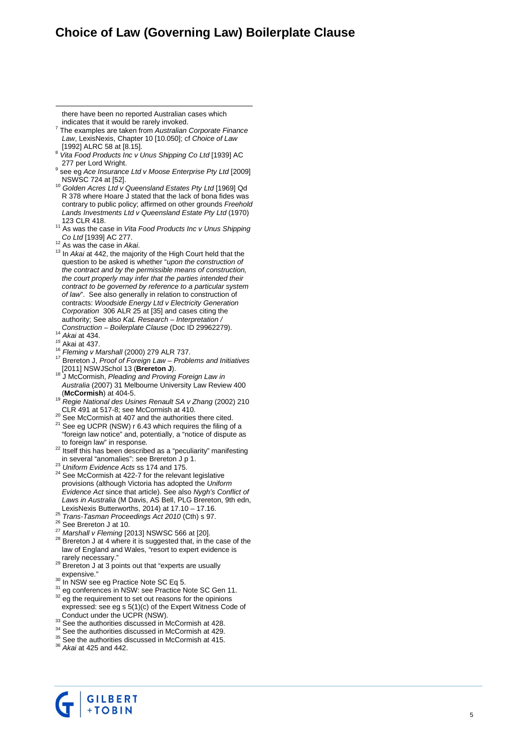there have been no reported Australian cases which indicates that it would be rarely invoked.

[7] The examples are taken from *Australian Corporate Finance Law*, LexisNexis, Chapter 10 [10.050]; cf *Choice of Law* [1992] ALRC 58 at [8.15].

[8] *Vita Food Products Inc v Unus Shipping Co Ltd* [1939] AC 277 per Lord Wright.

[9] see eg *Ace Insurance Ltd v Moose Enterprise Pty Ltd* [2009] NSWSC 724 at [52].

[10] *Golden Acres Ltd v Queensland Estates Pty Ltd* [1969] Qd R 378 where Hoare J stated that the lack of bona fides was contrary to public policy; affirmed on other grounds *Freehold Lands Investments Ltd v Queensland Estate Pty Ltd* (1970) 123 CLR 418.

[11] As was the case in *Vita Food Products Inc v Unus Shipping Co Ltd* [1939] AC 277.

[12] As was the case in *Akai*.

[13] In *Akai* at 442, the majority of the High Court held that the question to be asked is whether "*upon the construction of the contract and by the permissible means of construction, the court properly may infer that the parties intended their contract to be governed by reference to a particular system of law*". See also generally in relation to construction of contracts: *Woodside Energy Ltd v Electricity Generation Corporation* 306 ALR 25 at [35] and cases citing the authority; See also *KaL Research – Interpretation / Construction – Boilerplate Clause* (Doc ID 29962279).

[14] *Akai* at 434.

[15] Akai at 437.

[16] *Fleming v Marshall* (2000) 279 ALR 737.

[17] Brereton J, *Proof of Foreign Law – Problems and Initiatives* [2011] NSWJSchol 13 (**Brereton J**).

[18] J McCormish, *Pleading and Proving Foreign Law in Australia* (2007) 31 Melbourne University Law Review 400 (**McCormish**) at 404-5.

[19] *Regie National des Usines Renault SA v Zhang* (2002) 210 CLR 491 at 517-8; see McCormish at 410.

[20] See McCormish at 407 and the authorities there cited.

[21] See eg UCPR (NSW) r 6.43 which requires the filing of a "foreign law notice" and, potentially, a "notice of dispute as to foreign law" in response.

[22] Itself this has been described as a "peculiarity" manifesting in several "anomalies": see Brereton J p 1.

[23] *Uniform Evidence Acts* ss 174 and 175.

[24] See McCormish at 422-7 for the relevant legislative provisions (although Victoria has adopted the *Uniform Evidence Act* since that article). See also *Nygh's Conflict of Laws in Australia* (M Davis, AS Bell, PLG Brereton, 9th edn, LexisNexis Butterworths, 2014) at 17.10 – 17.16.

[25] *Trans-Tasman Proceedings Act 2010* (Cth) s 97.

[26] See Brereton J at 10.

[27] *Marshall v Fleming* [2013] NSWSC 566 at [20].

[28] Brereton J at 4 where it is suggested that, in the case of the law of England and Wales, "resort to expert evidence is rarely necessary."

[29] Brereton J at 3 points out that "experts are usually expensive."

[30] In NSW see eg Practice Note SC Eq 5.

[31] eg conferences in NSW: see Practice Note SC Gen 11.

[32] eg the requirement to set out reasons for the opinions expressed: see eg s 5(1)(c) of the Expert Witness Code of Conduct under the UCPR (NSW).

[33] See the authorities discussed in McCormish at 428.

[34] See the authorities discussed in McCormish at 429.

[35] See the authorities discussed in McCormish at 415.

[36] *Akai* at 425 and 442.